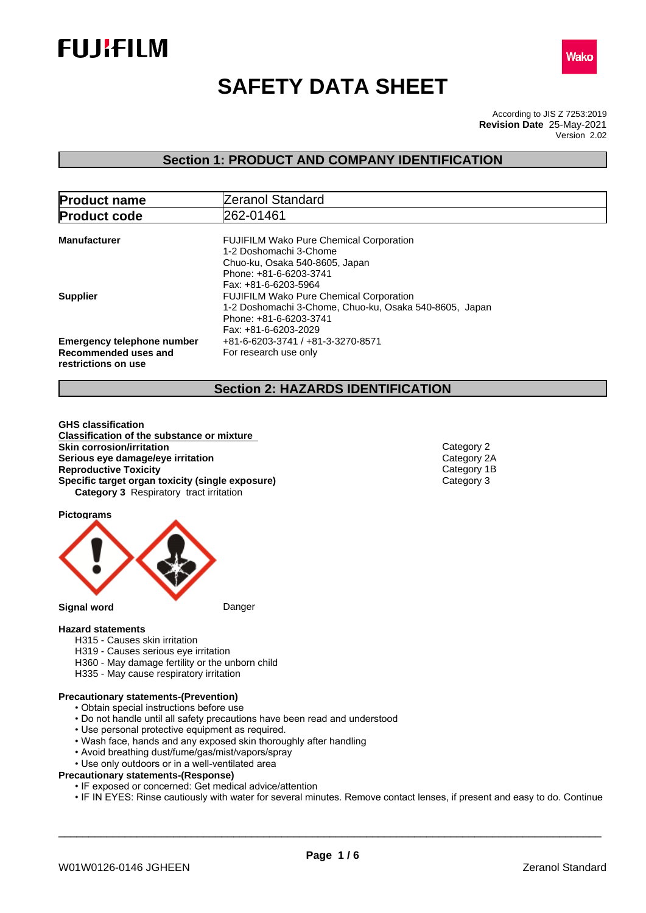FUJIFILM

Wako

# SAFETY DATA SHEET

According to JIS Z 7253:2019
**Revision Date** 25-May-2021
Version 2.02

## Section 1: PRODUCT AND COMPANY IDENTIFICATION

| **Product name** | Zeranol Standard |
| --- | --- |
| **Product code** | 262-01461 |

**Manufacturer**
FUJIFILM Wako Pure Chemical Corporation
1-2 Doshomachi 3-Chome
Chuo-ku, Osaka 540-8605, Japan
Phone: +81-6-6203-3741
Fax: +81-6-6203-5964

**Supplier**
FUJIFILM Wako Pure Chemical Corporation
1-2 Doshomachi 3-Chome, Chuo-ku, Osaka 540-8605, Japan
Phone: +81-6-6203-3741
Fax: +81-6-6203-2029

**Emergency telephone number** +81-6-6203-3741 / +81-3-3270-8571

**Recommended uses and restrictions on use** For research use only

## Section 2: HAZARDS IDENTIFICATION

**GHS classification**

**Classification of the substance or mixture**

| | |
| --- | --- |
| **Skin corrosion/irritation** | Category 2 |
| **Serious eye damage/eye irritation** | Category 2A |
| **Reproductive Toxicity** | Category 1B |
| **Specific target organ toxicity (single exposure)** | Category 3 |

**Category 3** Respiratory tract irritation

**Pictograms**

**Signal word** Danger

**Hazard statements**

H315 - Causes skin irritation
H319 - Causes serious eye irritation
H360 - May damage fertility or the unborn child
H335 - May cause respiratory irritation

**Precautionary statements-(Prevention)**

- Obtain special instructions before use
- Do not handle until all safety precautions have been read and understood
- Use personal protective equipment as required.
- Wash face, hands and any exposed skin thoroughly after handling
- Avoid breathing dust/fume/gas/mist/vapors/spray
- Use only outdoors or in a well-ventilated area

**Precautionary statements-(Response)**

- IF exposed or concerned: Get medical advice/attention
- IF IN EYES: Rinse cautiously with water for several minutes. Remove contact lenses, if present and easy to do. Continue

W01W0126-0146 JGHEEN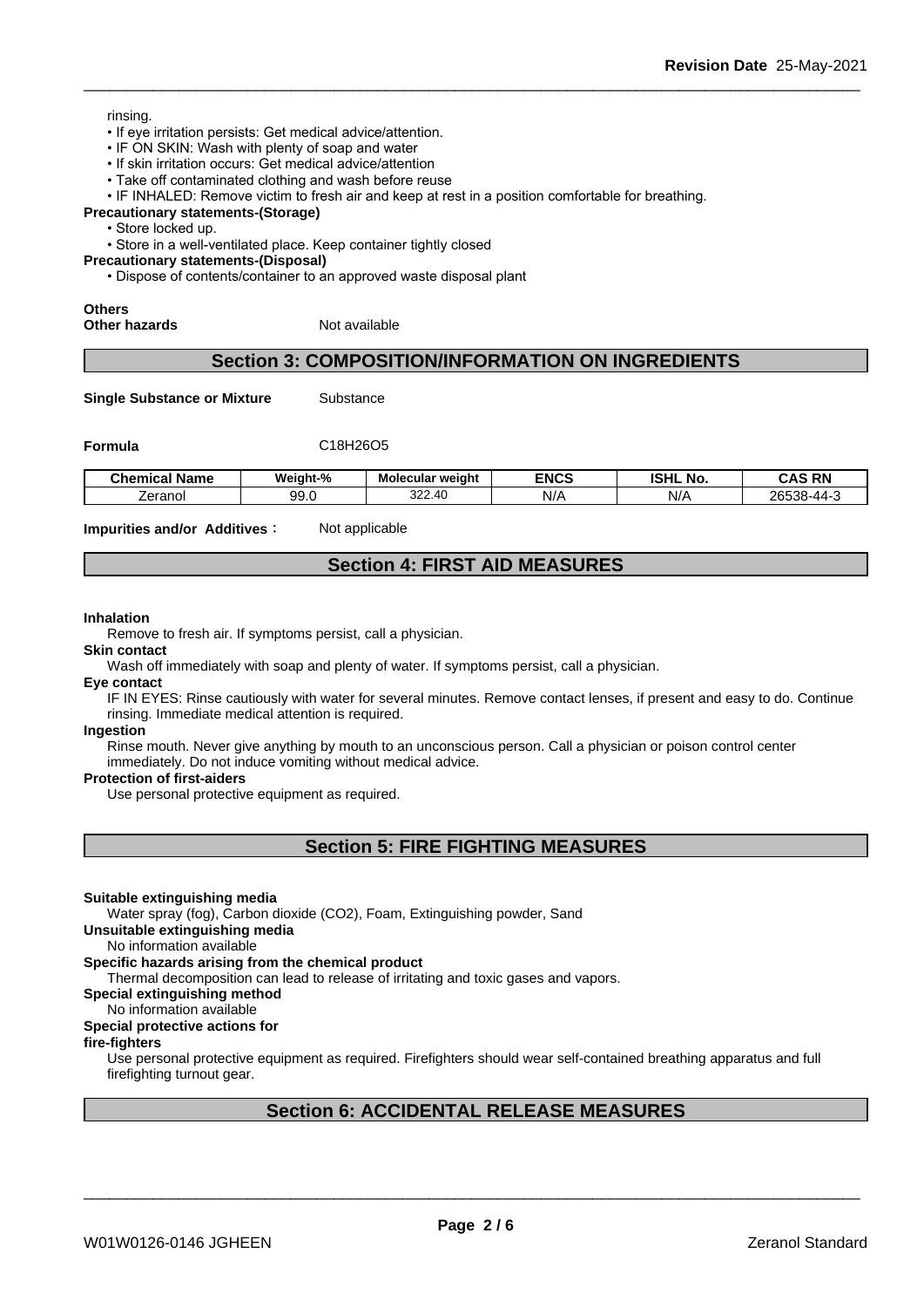rinsing.

- If eye irritation persists: Get medical advice/attention.
- IF ON SKIN: Wash with plenty of soap and water
- If skin irritation occurs: Get medical advice/attention
- Take off contaminated clothing and wash before reuse
- IF INHALED: Remove victim to fresh air and keep at rest in a position comfortable for breathing.

**Precautionary statements-(Storage)**

- Store locked up.
- Store in a well-ventilated place. Keep container tightly closed

**Precautionary statements-(Disposal)**

- Dispose of contents/container to an approved waste disposal plant

**Others**

**Other hazards** Not available

## Section 3: COMPOSITION/INFORMATION ON INGREDIENTS

**Single Substance or Mixture** Substance

**Formula** $C_{18}H_{26}O_5$

| Chemical Name | Weight-% | Molecular weight | ENCS | ISHL No. | CAS RN |
|---|---|---|---|---|---|
| Zeranol | 99.0 | 322.40 | N/A | N/A | 26538-44-3 |

**Impurities and/or Additives :** Not applicable

## Section 4: FIRST AID MEASURES

**Inhalation**

Remove to fresh air. If symptoms persist, call a physician.

**Skin contact**

Wash off immediately with soap and plenty of water. If symptoms persist, call a physician.

**Eye contact**

IF IN EYES: Rinse cautiously with water for several minutes. Remove contact lenses, if present and easy to do. Continue rinsing. Immediate medical attention is required.

**Ingestion**

Rinse mouth. Never give anything by mouth to an unconscious person. Call a physician or poison control center immediately. Do not induce vomiting without medical advice.

**Protection of first-aiders**

Use personal protective equipment as required.

## Section 5: FIRE FIGHTING MEASURES

**Suitable extinguishing media**

Water spray (fog), Carbon dioxide ($CO_2$), Foam, Extinguishing powder, Sand

**Unsuitable extinguishing media**

No information available

**Specific hazards arising from the chemical product**

Thermal decomposition can lead to release of irritating and toxic gases and vapors.

**Special extinguishing method**

No information available

**Special protective actions for fire-fighters**

Use personal protective equipment as required. Firefighters should wear self-contained breathing apparatus and full firefighting turnout gear.

## Section 6: ACCIDENTAL RELEASE MEASURES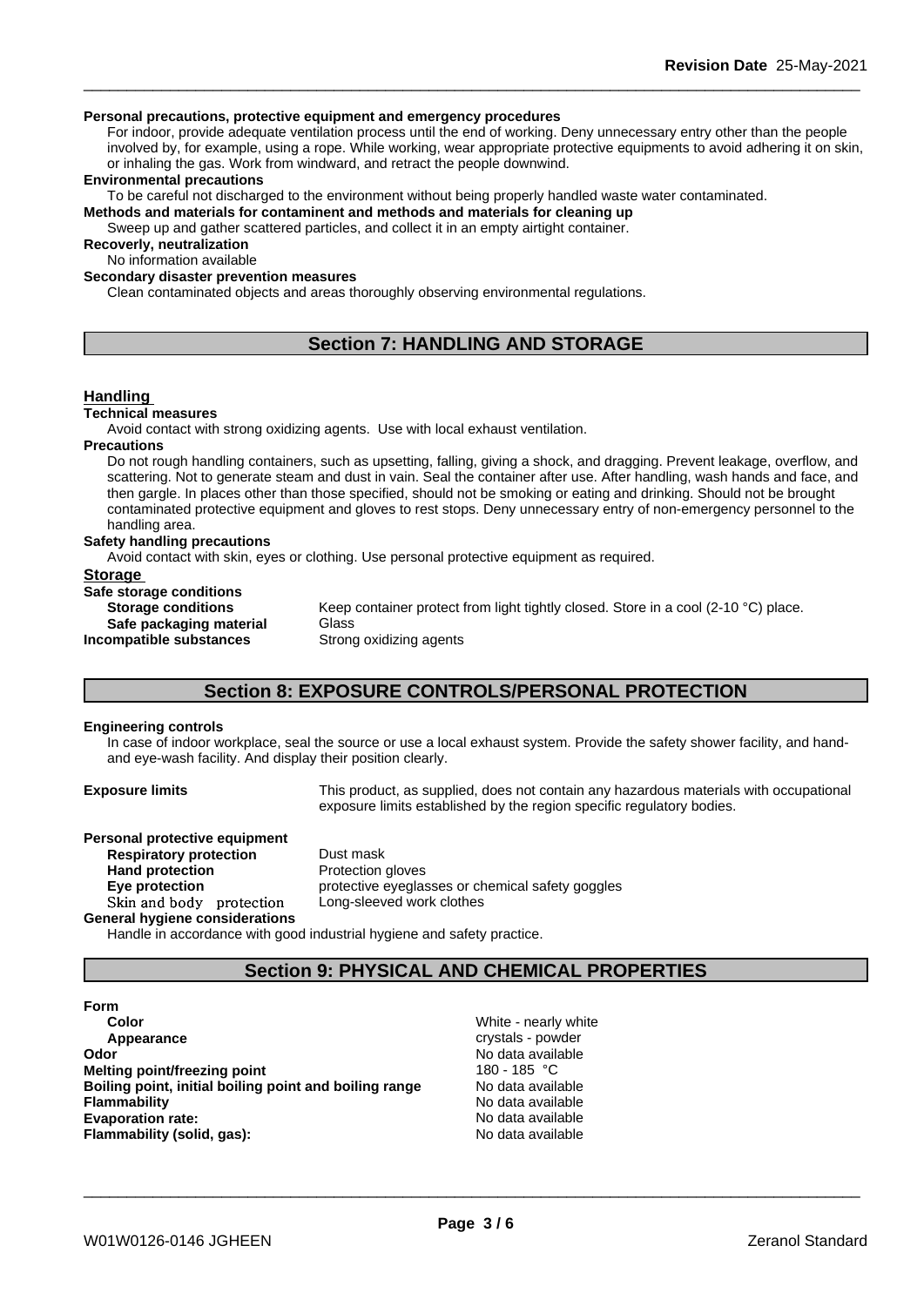**Personal precautions, protective equipment and emergency procedures**

For indoor, provide adequate ventilation process until the end of working. Deny unnecessary entry other than the people involved by, for example, using a rope. While working, wear appropriate protective equipments to avoid adhering it on skin, or inhaling the gas. Work from windward, and retract the people downwind.

**Environmental precautions**

To be careful not discharged to the environment without being properly handled waste water contaminated.

**Methods and materials for contaminent and methods and materials for cleaning up**

Sweep up and gather scattered particles, and collect it in an empty airtight container.

**Recovery, neutralization**

No information available

**Secondary disaster prevention measures**

Clean contaminated objects and areas thoroughly observing environmental regulations.

## Section 7: HANDLING AND STORAGE

### Handling

**Technical measures**

Avoid contact with strong oxidizing agents. Use with local exhaust ventilation.

**Precautions**

Do not rough handling containers, such as upsetting, falling, giving a shock, and dragging. Prevent leakage, overflow, and scattering. Not to generate steam and dust in vain. Seal the container after use. After handling, wash hands and face, and then gargle. In places other than those specified, should not be smoking or eating and drinking. Should not be brought contaminated protective equipment and gloves to rest stops. Deny unnecessary entry of non-emergency personnel to the handling area.

**Safety handling precautions**

Avoid contact with skin, eyes or clothing. Use personal protective equipment as required.

### Storage

**Safe storage conditions**

**Storage conditions** Keep container protect from light tightly closed. Store in a cool (2-10 °C) place.

**Safe packaging material** Glass

**Incompatible substances** Strong oxidizing agents

## Section 8: EXPOSURE CONTROLS/PERSONAL PROTECTION

**Engineering controls**

In case of indoor workplace, seal the source or use a local exhaust system. Provide the safety shower facility, and hand- and eye-wash facility. And display their position clearly.

**Exposure limits** This product, as supplied, does not contain any hazardous materials with occupational exposure limits established by the region specific regulatory bodies.

**Personal protective equipment**

**Respiratory protection** Dust mask

**Hand protection** Protection gloves

**Eye protection** protective eyeglasses or chemical safety goggles

**Skin and body protection** Long-sleeved work clothes

**General hygiene considerations**

Handle in accordance with good industrial hygiene and safety practice.

## Section 9: PHYSICAL AND CHEMICAL PROPERTIES

**Form**

| | |
|---|---|
| **Color** | White - nearly white |
| **Appearance** | crystals - powder |
| **Odor** | No data available |
| **Melting point/freezing point** | 180 - 185 °C |
| **Boiling point, initial boiling point and boiling range** | No data available |
| **Flammability** | No data available |
| **Evaporation rate:** | No data available |
| **Flammability (solid, gas):** | No data available |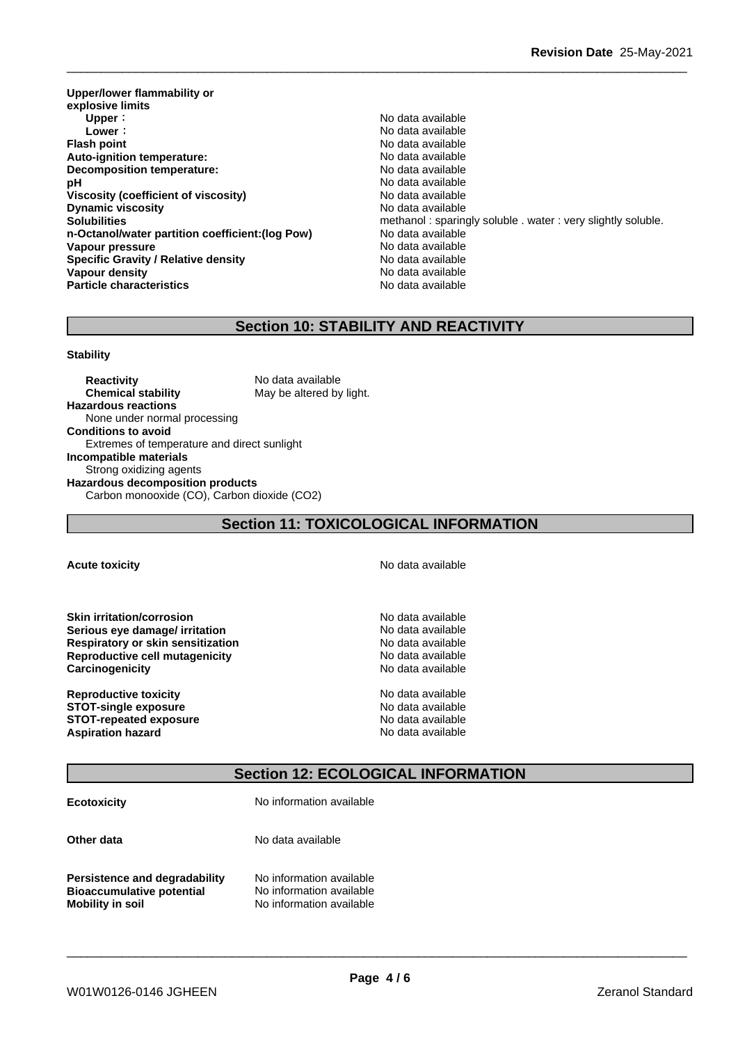**Upper/lower flammability or explosive limits**

| | |
|---|---|
| **Upper**： | No data available |
| **Lower**： | No data available |
| **Flash point** | No data available |
| **Auto-ignition temperature:** | No data available |
| **Decomposition temperature:** | No data available |
| **pH** | No data available |
| **Viscosity (coefficient of viscosity)** | No data available |
| **Dynamic viscosity** | No data available |
| **Solubilities** | methanol : sparingly soluble . water : very slightly soluble. |
| **n-Octanol/water partition coefficient:(log Pow)** | No data available |
| **Vapour pressure** | No data available |
| **Specific Gravity / Relative density** | No data available |
| **Vapour density** | No data available |
| **Particle characteristics** | No data available |

## Section 10: STABILITY AND REACTIVITY

**Stability**

**Reactivity** No data available
**Chemical stability** May be altered by light.

**Hazardous reactions**
None under normal processing

**Conditions to avoid**
Extremes of temperature and direct sunlight

**Incompatible materials**
Strong oxidizing agents

**Hazardous decomposition products**
Carbon monooxide (CO), Carbon dioxide (CO2)

## Section 11: TOXICOLOGICAL INFORMATION

| | |
|---|---|
| **Acute toxicity** | No data available |
| **Skin irritation/corrosion** | No data available |
| **Serious eye damage/ irritation** | No data available |
| **Respiratory or skin sensitization** | No data available |
| **Reproductive cell mutagenicity** | No data available |
| **Carcinogenicity** | No data available |
| **Reproductive toxicity** | No data available |
| **STOT-single exposure** | No data available |
| **STOT-repeated exposure** | No data available |
| **Aspiration hazard** | No data available |

## Section 12: ECOLOGICAL INFORMATION

| | |
|---|---|
| **Ecotoxicity** | No information available |
| **Other data** | No data available |
| **Persistence and degradability** | No information available |
| **Bioaccumulative potential** | No information available |
| **Mobility in soil** | No information available |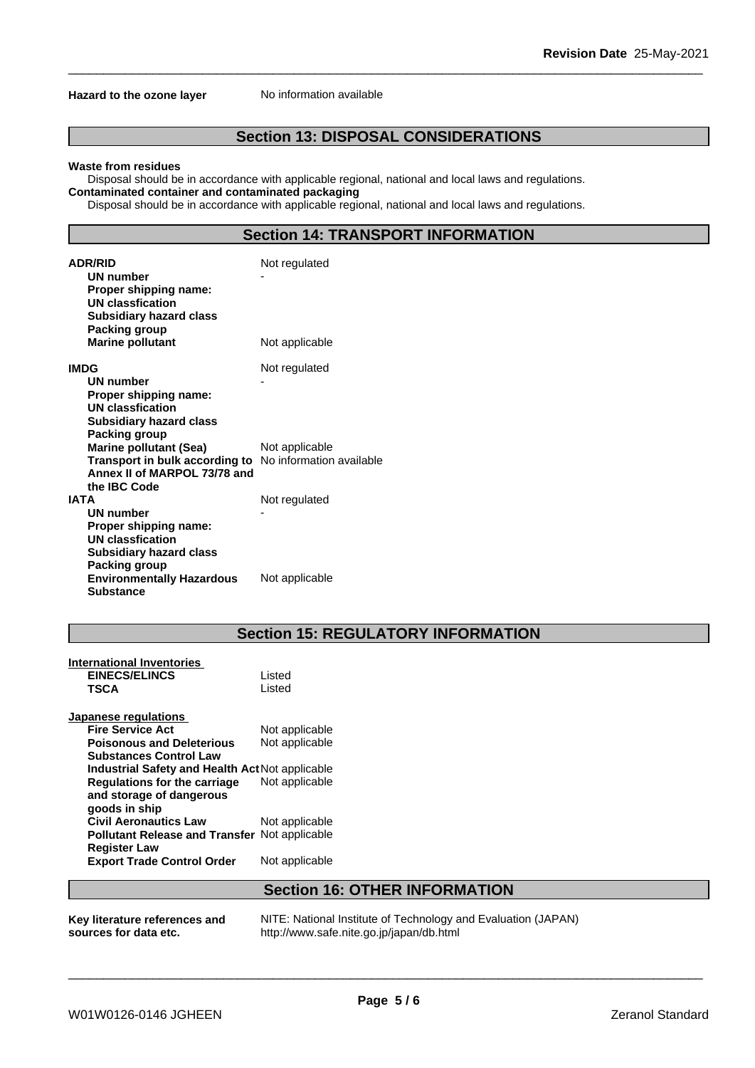**Hazard to the ozone layer** No information available

## Section 13: DISPOSAL CONSIDERATIONS

**Waste from residues**

Disposal should be in accordance with applicable regional, national and local laws and regulations.

**Contaminated container and contaminated packaging**

Disposal should be in accordance with applicable regional, national and local laws and regulations.

## Section 14: TRANSPORT INFORMATION

| | |
|---|---|
| **ADR/RID** | Not regulated |
| **UN number** | - |
| **Proper shipping name:** | |
| **UN classfication** | |
| **Subsidiary hazard class** | |
| **Packing group** | |
| **Marine pollutant** | Not applicable |
| **IMDG** | Not regulated |
| **UN number** | - |
| **Proper shipping name:** | |
| **UN classfication** | |
| **Subsidiary hazard class** | |
| **Packing group** | |
| **Marine pollutant (Sea)** | Not applicable |
| **Transport in bulk according to Annex II of MARPOL 73/78 and the IBC Code** | No information available |
| **IATA** | Not regulated |
| **UN number** | - |
| **Proper shipping name:** | |
| **UN classfication** | |
| **Subsidiary hazard class** | |
| **Packing group** | |
| **Environmentally Hazardous Substance** | Not applicable |

## Section 15: REGULATORY INFORMATION

**International Inventories**

| | |
|---|---|
| **EINECS/ELINCS** | Listed |
| **TSCA** | Listed |

**Japanese regulations**

| | |
|---|---|
| **Fire Service Act** | Not applicable |
| **Poisonous and Deleterious Substances Control Law** | Not applicable |
| **Industrial Safety and Health Act** | Not applicable |
| **Regulations for the carriage and storage of dangerous goods in ship** | Not applicable |
| **Civil Aeronautics Law** | Not applicable |
| **Pollutant Release and Transfer Register Law** | Not applicable |
| **Export Trade Control Order** | Not applicable |

## Section 16: OTHER INFORMATION

**Key literature references and sources for data etc.**

NITE: National Institute of Technology and Evaluation (JAPAN)
http://www.safe.nite.go.jp/japan/db.html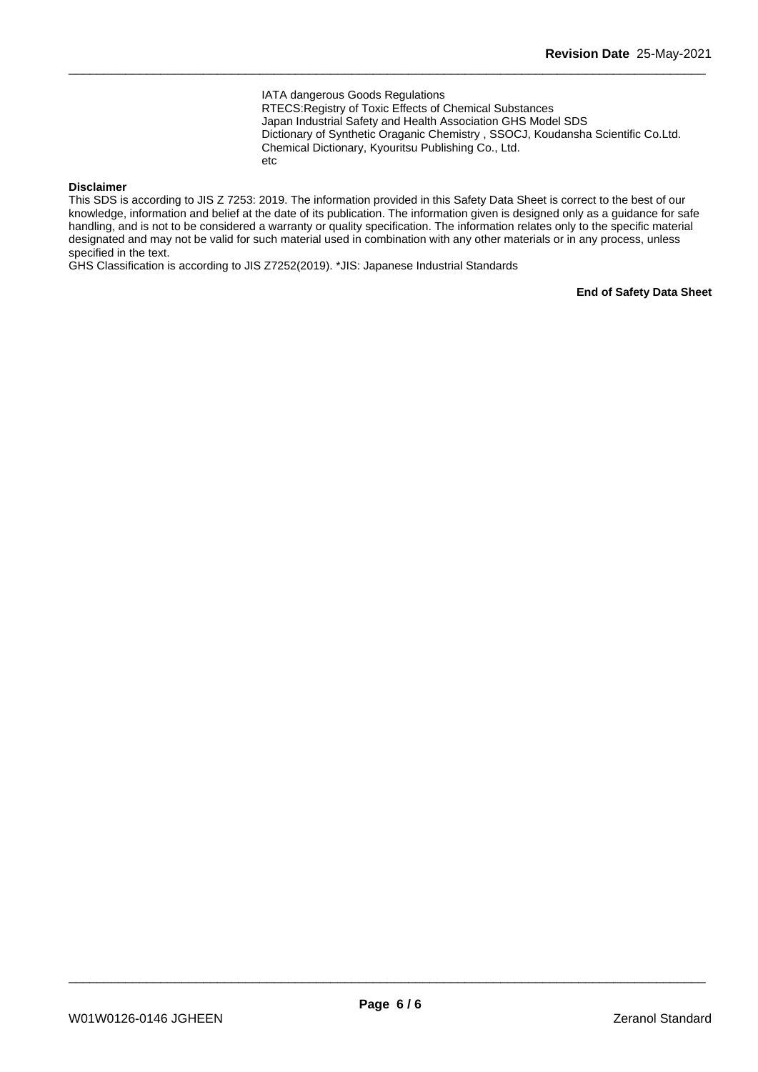IATA dangerous Goods Regulations
RTECS:Registry of Toxic Effects of Chemical Substances
Japan Industrial Safety and Health Association GHS Model SDS
Dictionary of Synthetic Oraganic Chemistry , SSOCJ, Koudansha Scientific Co.Ltd.
Chemical Dictionary, Kyouritsu Publishing Co., Ltd.
etc

**Disclaimer**

This SDS is according to JIS Z 7253: 2019. The information provided in this Safety Data Sheet is correct to the best of our knowledge, information and belief at the date of its publication. The information given is designed only as a guidance for safe handling, and is not to be considered a warranty or quality specification. The information relates only to the specific material designated and may not be valid for such material used in combination with any other materials or in any process, unless specified in the text.
GHS Classification is according to JIS Z7252(2019). *JIS: Japanese Industrial Standards

**End of Safety Data Sheet**